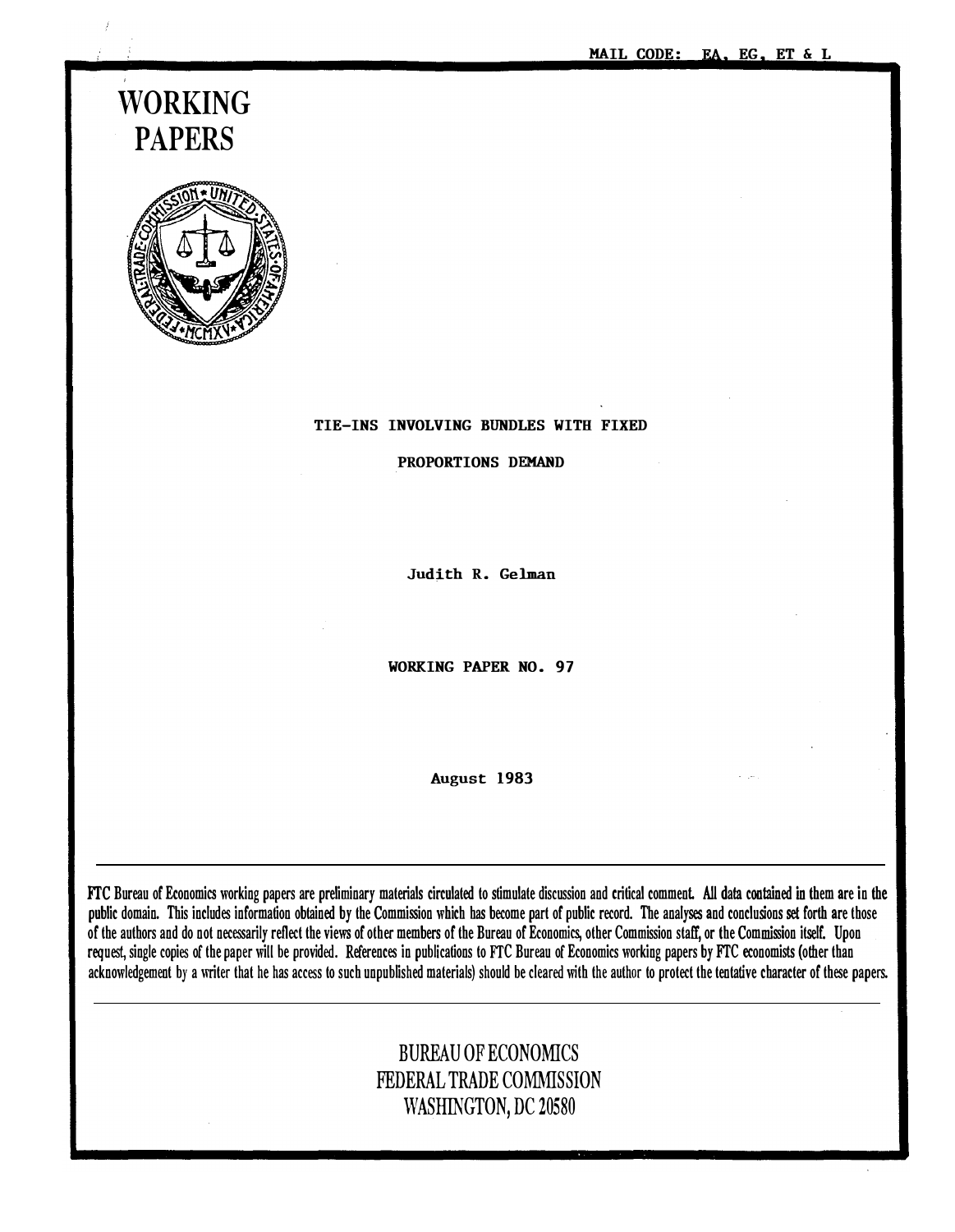MAIL CODE: EA, EG, ET & L

# WORKING PAPERS

## TIE-INS INVOLVING BUNDLES WITH FIXED PROPORTIONS DEMAND

Judith R. Gelman

WORKING PAPER NO. 97

August 1983

FTC Bureau of Economics working papers are preliminary materials circulated to stimulate discussion and critical comment. All data contained in them are in the public domain. This includes information obtained by the Commission which has become part of public record. The analyses and conclusions set forth are those of the authors and do not necessarily reflect the views of other members of the Bureau of Economics, other Commission staff, or the Commission itself. Upon request, single copies of the paper will be provided. References in publications to FTC Bureau of Economics working papers by FTC economists (other than acknowledgement by a writer that he has access to such unpublished materials) should be cleared with the author to protect the tentative character of these papers.

BUREAU OF ECONOMICS
FEDERAL TRADE COMMISSION
WASHINGTON, DC 20580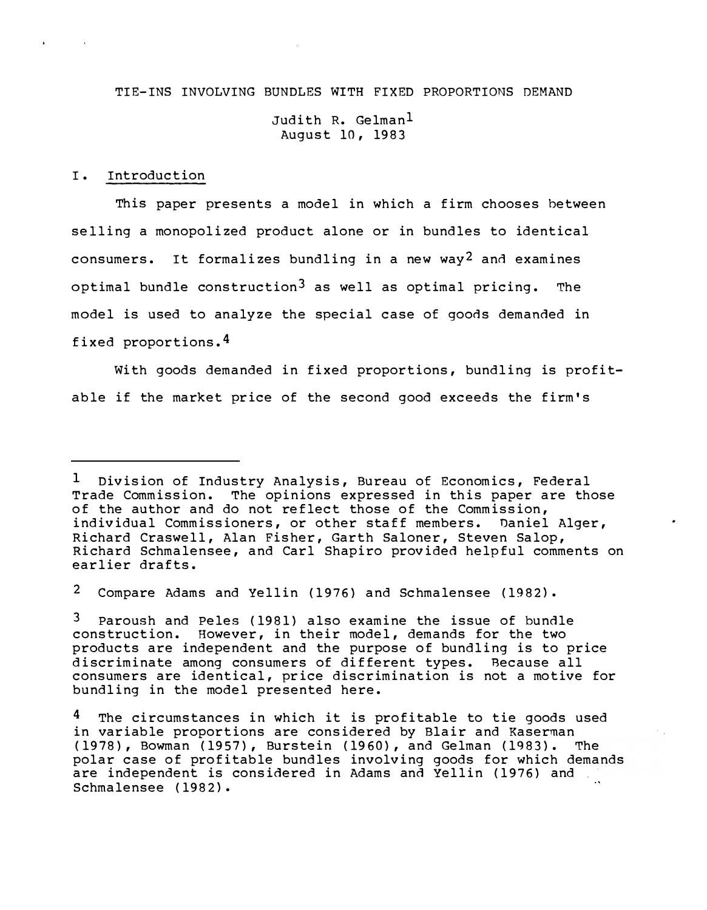TIE-INS INVOLVING BUNDLES WITH FIXED PROPORTIONS DEMAND

Judith R. Gelman[1]
August 10, 1983

## I. Introduction

This paper presents a model in which a firm chooses between selling a monopolized product alone or in bundles to identical consumers. It formalizes bundling in a new way[2] and examines optimal bundle construction[3] as well as optimal pricing. The model is used to analyze the special case of goods demanded in fixed proportions.[4]

With goods demanded in fixed proportions, bundling is profitable if the market price of the second good exceeds the firm's

---

[1] Division of Industry Analysis, Bureau of Economics, Federal Trade Commission. The opinions expressed in this paper are those of the author and do not reflect those of the Commission, individual Commissioners, or other staff members. Daniel Alger, Richard Craswell, Alan Fisher, Garth Saloner, Steven Salop, Richard Schmalensee, and Carl Shapiro provided helpful comments on earlier drafts.

[2] Compare Adams and Yellin (1976) and Schmalensee (1982).

[3] Paroush and Peles (1981) also examine the issue of bundle construction. However, in their model, demands for the two products are independent and the purpose of bundling is to price discriminate among consumers of different types. Because all consumers are identical, price discrimination is not a motive for bundling in the model presented here.

[4] The circumstances in which it is profitable to tie goods used in variable proportions are considered by Blair and Kaserman (1978), Bowman (1957), Burstein (1960), and Gelman (1983). The polar case of profitable bundles involving goods for which demands are independent is considered in Adams and Yellin (1976) and Schmalensee (1982).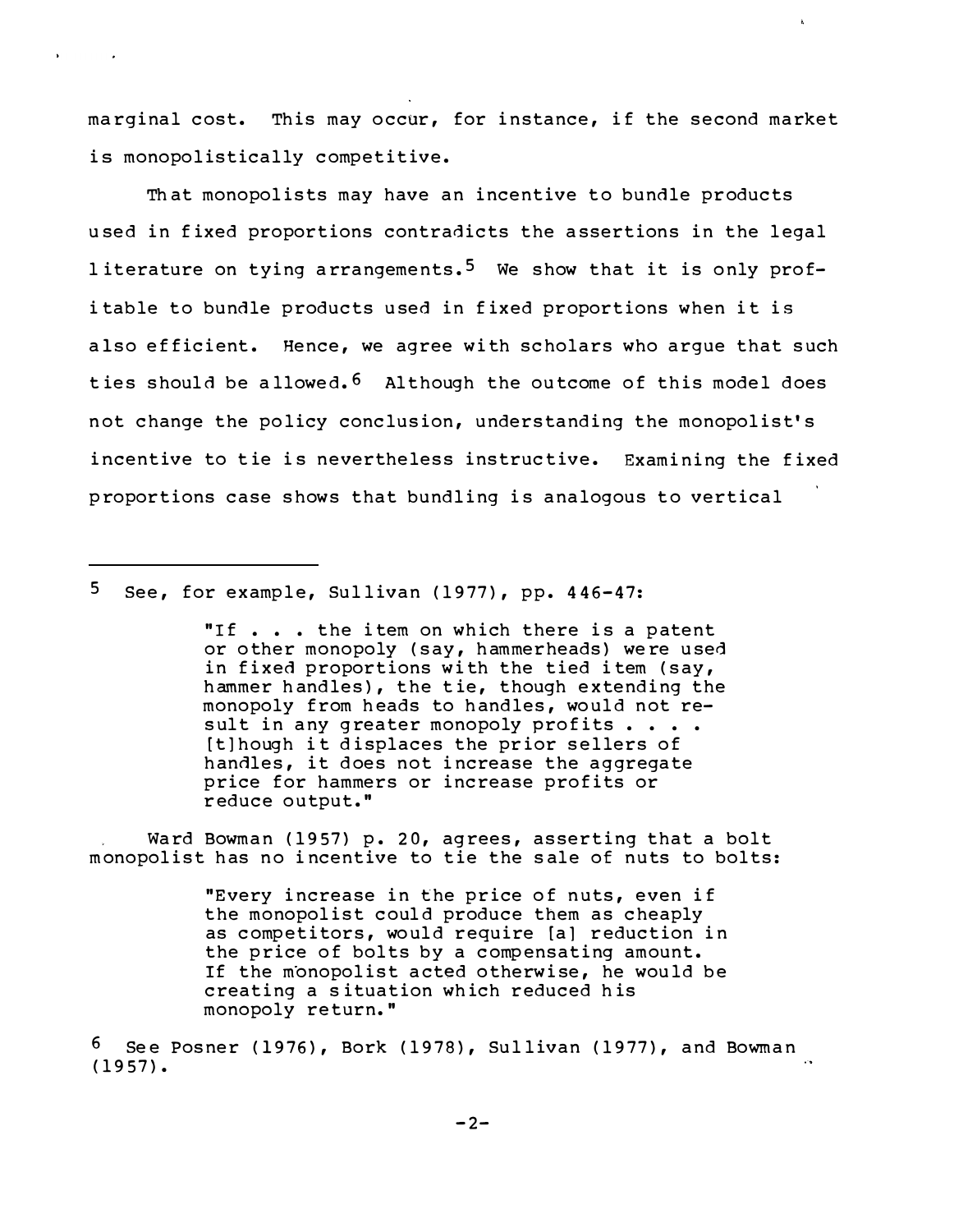marginal cost. This may occur, for instance, if the second market is monopolistically competitive.

That monopolists may have an incentive to bundle products used in fixed proportions contradicts the assertions in the legal literature on tying arrangements.[5] We show that it is only profitable to bundle products used in fixed proportions when it is also efficient. Hence, we agree with scholars who argue that such ties should be allowed.[6] Although the outcome of this model does not change the policy conclusion, understanding the monopolist's incentive to tie is nevertheless instructive. Examining the fixed proportions case shows that bundling is analogous to vertical

---

[5] See, for example, Sullivan (1977), pp. 446-47:

> "If . . . the item on which there is a patent or other monopoly (say, hammerheads) were used in fixed proportions with the tied item (say, hammer handles), the tie, though extending the monopoly from heads to handles, would not result in any greater monopoly profits . . . . [t]hough it displaces the prior sellers of handles, it does not increase the aggregate price for hammers or increase profits or reduce output."

Ward Bowman (1957) p. 20, agrees, asserting that a bolt monopolist has no incentive to tie the sale of nuts to bolts:

> "Every increase in the price of nuts, even if the monopolist could produce them as cheaply as competitors, would require [a] reduction in the price of bolts by a compensating amount. If the monopolist acted otherwise, he would be creating a situation which reduced his monopoly return."

[6] See Posner (1976), Bork (1978), Sullivan (1977), and Bowman (1957).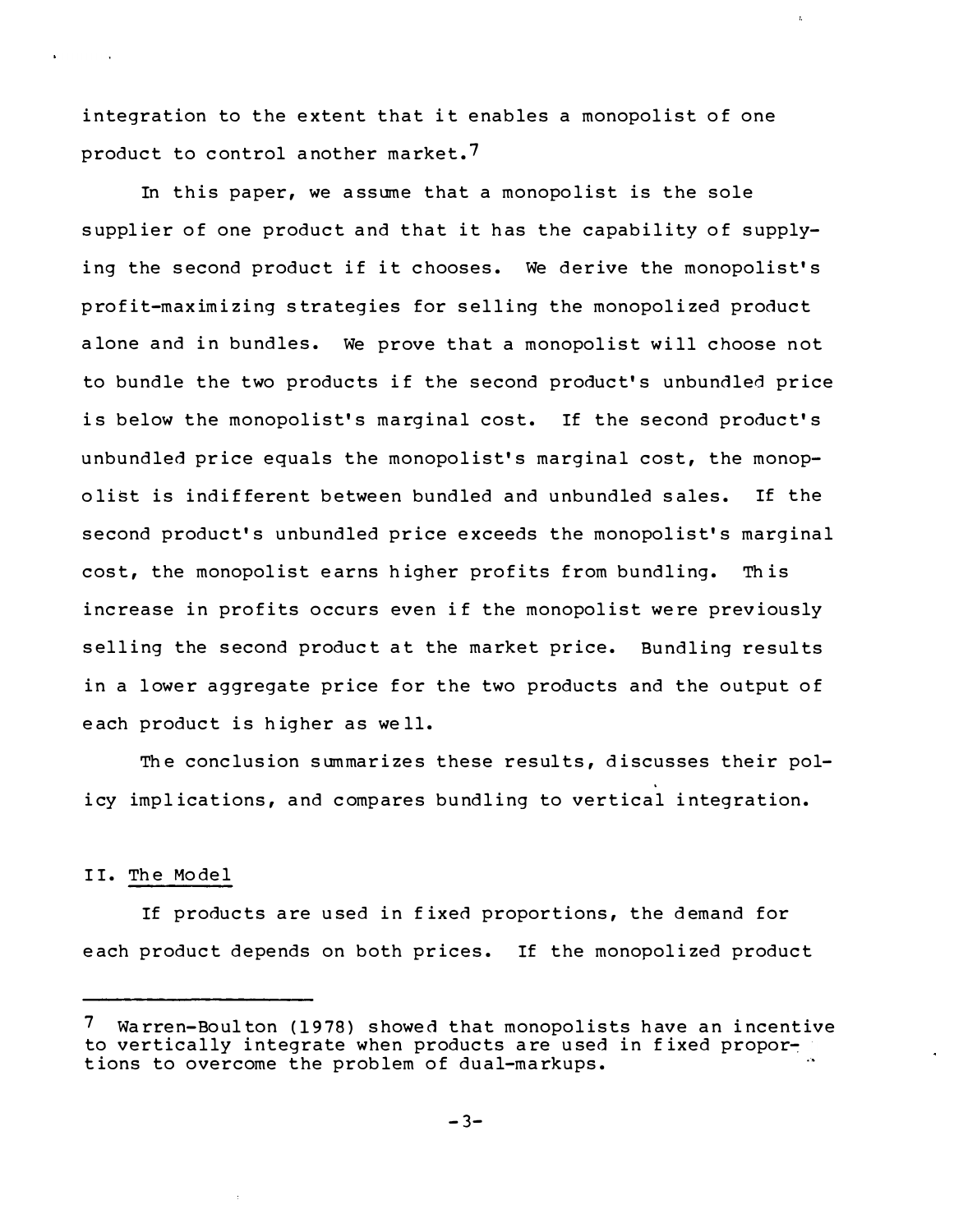integration to the extent that it enables a monopolist of one product to control another market.[7]

In this paper, we assume that a monopolist is the sole supplier of one product and that it has the capability of supplying the second product if it chooses. We derive the monopolist's profit-maximizing strategies for selling the monopolized product alone and in bundles. We prove that a monopolist will choose not to bundle the two products if the second product's unbundled price is below the monopolist's marginal cost. If the second product's unbundled price equals the monopolist's marginal cost, the monopolist is indifferent between bundled and unbundled sales. If the second product's unbundled price exceeds the monopolist's marginal cost, the monopolist earns higher profits from bundling. This increase in profits occurs even if the monopolist were previously selling the second product at the market price. Bundling results in a lower aggregate price for the two products and the output of each product is higher as well.

The conclusion summarizes these results, discusses their policy implications, and compares bundling to vertical integration.

## II. The Model

If products are used in fixed proportions, the demand for each product depends on both prices. If the monopolized product

---

[7] Warren-Boulton (1978) showed that monopolists have an incentive to vertically integrate when products are used in fixed proportions to overcome the problem of dual-markups.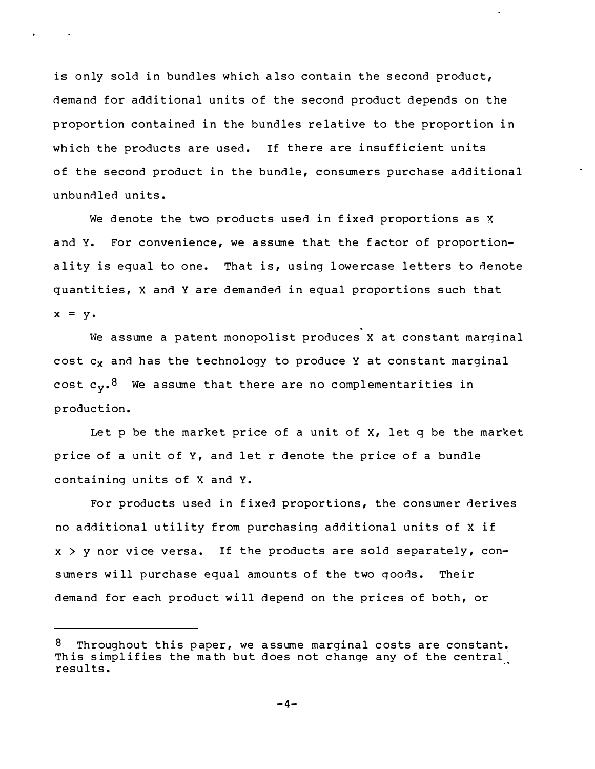is only sold in bundles which also contain the second product, demand for additional units of the second product depends on the proportion contained in the bundles relative to the proportion in which the products are used. If there are insufficient units of the second product in the bundle, consumers purchase additional unbundled units.

We denote the two products used in fixed proportions as X and Y. For convenience, we assume that the factor of proportionality is equal to one. That is, using lowercase letters to denote quantities, X and Y are demanded in equal proportions such that $x = y$.

We assume a patent monopolist produces X at constant marginal cost $c_x$ and has the technology to produce Y at constant marginal cost $c_y$.[8] We assume that there are no complementarities in production.

Let p be the market price of a unit of X, let q be the market price of a unit of Y, and let r denote the price of a bundle containing units of X and Y.

For products used in fixed proportions, the consumer derives no additional utility from purchasing additional units of X if $x > y$ nor vice versa. If the products are sold separately, consumers will purchase equal amounts of the two goods. Their demand for each product will depend on the prices of both, or

---

[8] Throughout this paper, we assume marginal costs are constant. This simplifies the math but does not change any of the central results.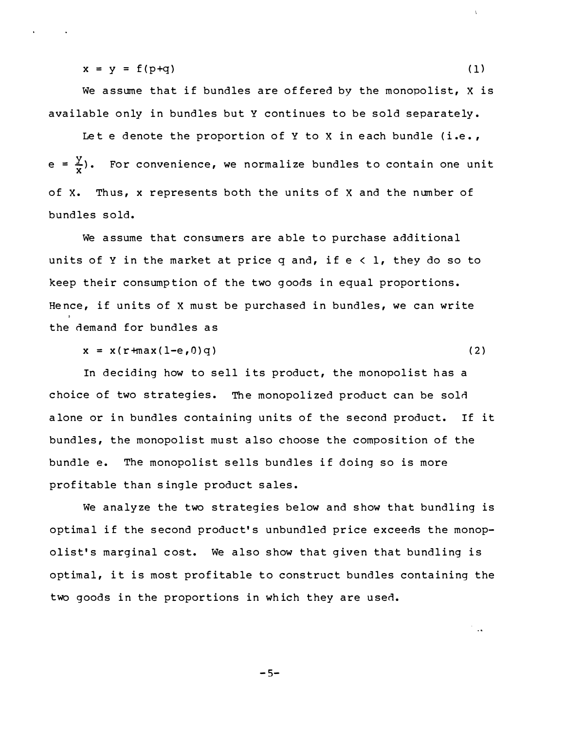$$x = y = f(p+q) \tag{1}$$

We assume that if bundles are offered by the monopolist, X is available only in bundles but Y continues to be sold separately.

Let e denote the proportion of Y to X in each bundle (i.e., $e = \frac{y}{x}$). For convenience, we normalize bundles to contain one unit of X. Thus, x represents both the units of X and the number of bundles sold.

We assume that consumers are able to purchase additional units of Y in the market at price q and, if $e < 1$, they do so to keep their consumption of the two goods in equal proportions. Hence, if units of X must be purchased in bundles, we can write the demand for bundles as

$$x = x(r+\max(1-e,0)q) \tag{2}$$

In deciding how to sell its product, the monopolist has a choice of two strategies. The monopolized product can be sold alone or in bundles containing units of the second product. If it bundles, the monopolist must also choose the composition of the bundle e. The monopolist sells bundles if doing so is more profitable than single product sales.

We analyze the two strategies below and show that bundling is optimal if the second product's unbundled price exceeds the monopolist's marginal cost. We also show that given that bundling is optimal, it is most profitable to construct bundles containing the two goods in the proportions in which they are used.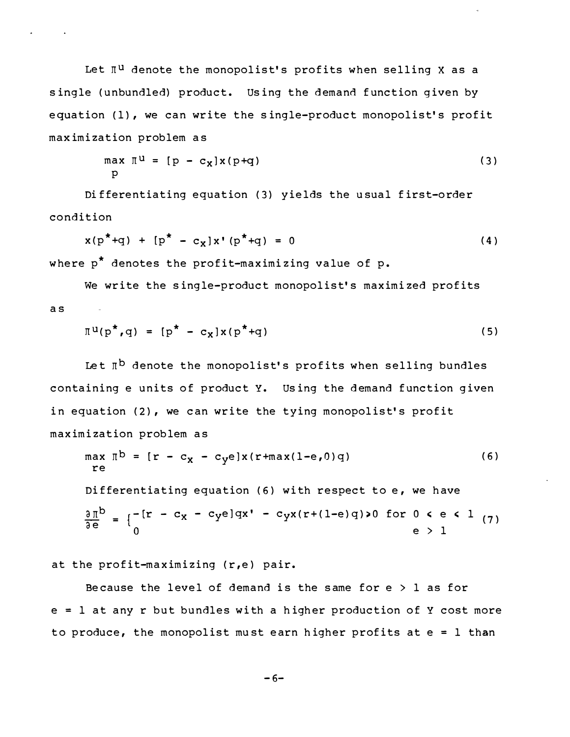Let $\pi^u$ denote the monopolist's profits when selling X as a single (unbundled) product. Using the demand function given by equation (1), we can write the single-product monopolist's profit maximization problem as

$$\max_{p} \pi^u = [p - c_x]x(p+q) \tag{3}$$

Differentiating equation (3) yields the usual first-order condition

$$x(p^*+q) + [p^* - c_x]x'(p^*+q) = 0 \tag{4}$$

where $p^*$ denotes the profit-maximizing value of p.

We write the single-product monopolist's maximized profits as

$$\pi^u(p^*,q) = [p^* - c_x]x(p^*+q) \tag{5}$$

Let $\pi^b$ denote the monopolist's profits when selling bundles containing e units of product Y. Using the demand function given in equation (2), we can write the tying monopolist's profit maximization problem as

$$\max_{re} \pi^b = [r - c_x - c_y e]x(r+\max(1-e,0)q) \tag{6}$$

Differentiating equation (6) with respect to e, we have

$$\frac{\partial \pi^b}{\partial e} = \begin{cases} -[r - c_x - c_y e]qx' - c_y x(r+(1-e)q) > 0 & \text{for } 0 < e < 1 \\ 0 & e > 1 \end{cases} \tag{7}$$

at the profit-maximizing (r,e) pair.

Because the level of demand is the same for e > 1 as for e = 1 at any r but bundles with a higher production of Y cost more to produce, the monopolist must earn higher profits at e = 1 than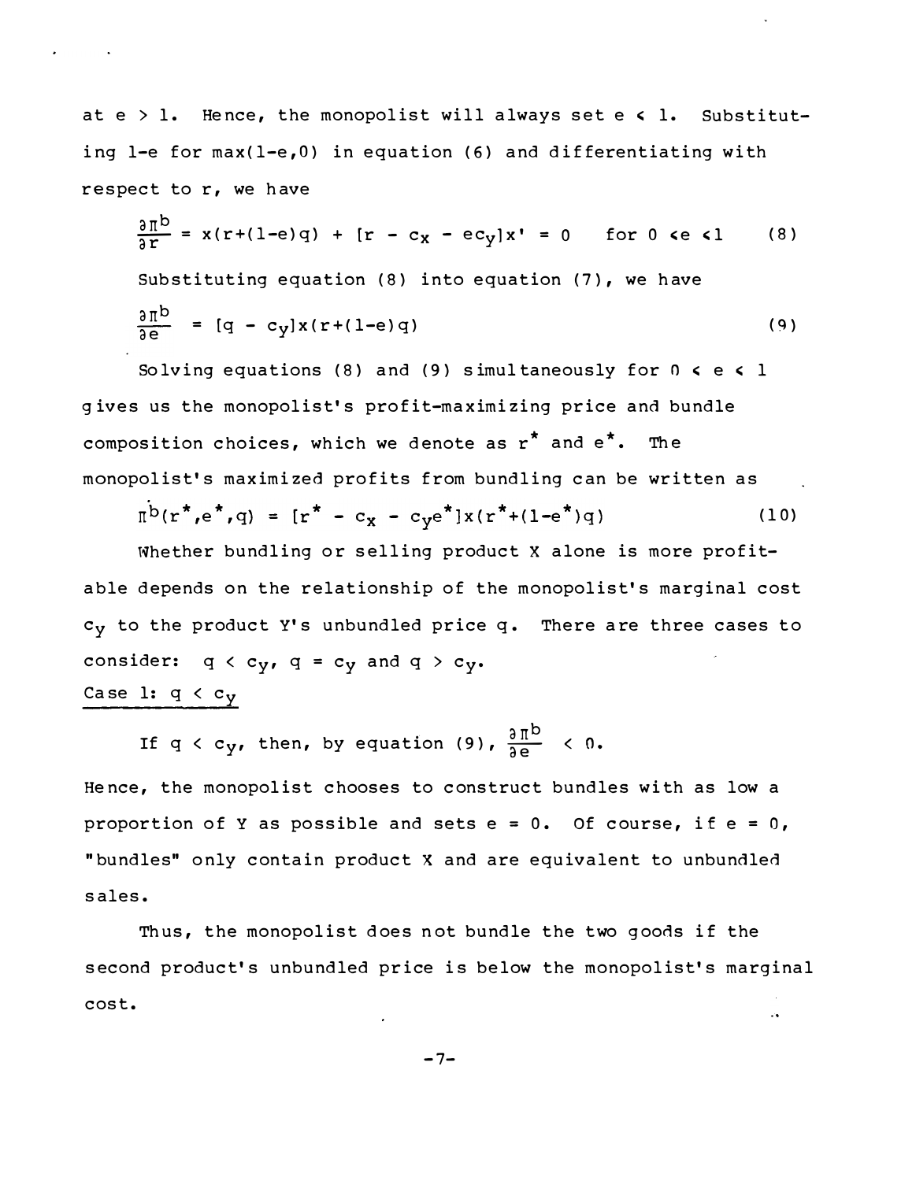at $e > 1$. Hence, the monopolist will always set $e \leq 1$. Substituting $1-e$ for $\max(1-e,0)$ in equation (6) and differentiating with respect to r, we have

$$\frac{\partial \pi^b}{\partial r} = x(r+(1-e)q) + [r - c_x - ec_y]x' = 0 \quad \text{for } 0 \leq e \leq 1 \tag{8}$$

Substituting equation (8) into equation (7), we have

$$\frac{\partial \pi^b}{\partial e} = [q - c_y]x(r+(1-e)q) \tag{9}$$

Solving equations (8) and (9) simultaneously for $0 \leq e \leq 1$ gives us the monopolist's profit-maximizing price and bundle composition choices, which we denote as $r^*$ and $e^*$. The monopolist's maximized profits from bundling can be written as

$$\pi^b(r^*,e^*,q) = [r^* - c_x - c_y e^*]x(r^*+(1-e^*)q) \tag{10}$$

Whether bundling or selling product X alone is more profitable depends on the relationship of the monopolist's marginal cost $c_y$ to the product Y's unbundled price q. There are three cases to consider: $q < c_y$, $q = c_y$ and $q > c_y$.

Case 1: $q < c_y$

If $q < c_y$, then, by equation (9), $\frac{\partial \pi^b}{\partial e} < 0$.

Hence, the monopolist chooses to construct bundles with as low a proportion of Y as possible and sets $e = 0$. Of course, if $e = 0$, "bundles" only contain product X and are equivalent to unbundled sales.

Thus, the monopolist does not bundle the two goods if the second product's unbundled price is below the monopolist's marginal cost.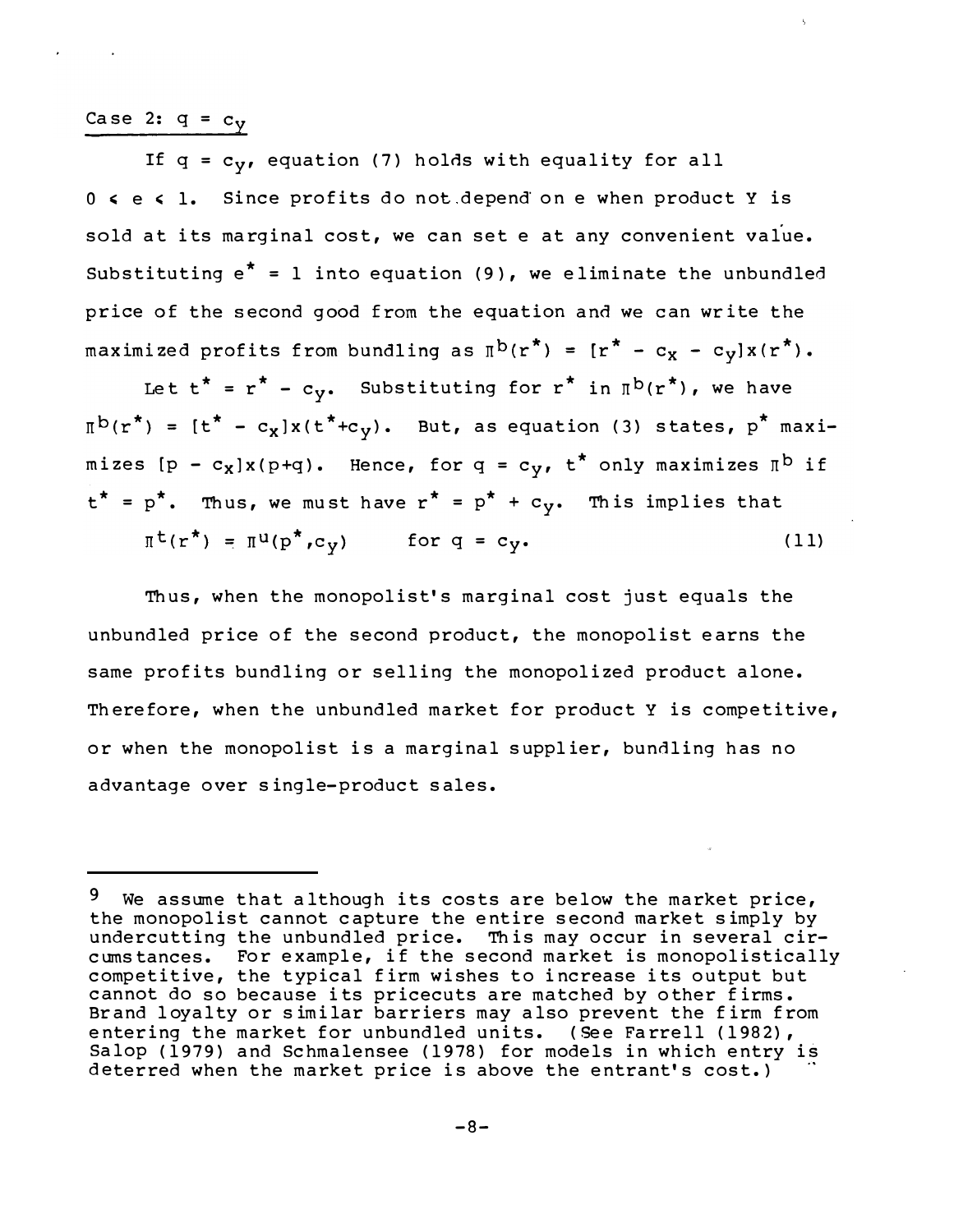Case 2: $q = c_y$

If $q = c_y$, equation (7) holds with equality for all $0 \leq e \leq 1$. Since profits do not depend on e when product Y is sold at its marginal cost, we can set e at any convenient value. Substituting $e^* = 1$ into equation (9), we eliminate the unbundled price of the second good from the equation and we can write the maximized profits from bundling as $\pi^b(r^*) = [r^* - c_x - c_y]x(r^*)$.

Let $t^* = r^* - c_y$. Substituting for $r^*$ in $\pi^b(r^*)$, we have $\pi^b(r^*) = [t^* - c_x]x(t^*+c_y)$. But, as equation (3) states, $p^*$ maximizes $[p - c_x]x(p+q)$. Hence, for $q = c_y$, $t^*$ only maximizes $\pi^b$ if $t^* = p^*$. Thus, we must have $r^* = p^* + c_y$. This implies that

$$\pi^t(r^*) = \pi^u(p^*,c_y) \qquad \text{for } q = c_y. \tag{11}$$

Thus, when the monopolist's marginal cost just equals the unbundled price of the second product, the monopolist earns the same profits bundling or selling the monopolized product alone. Therefore, when the unbundled market for product Y is competitive, or when the monopolist is a marginal supplier, bundling has no advantage over single-product sales.

---

[9] We assume that although its costs are below the market price, the monopolist cannot capture the entire second market simply by undercutting the unbundled price. This may occur in several circumstances. For example, if the second market is monopolistically competitive, the typical firm wishes to increase its output but cannot do so because its pricecuts are matched by other firms. Brand loyalty or similar barriers may also prevent the firm from entering the market for unbundled units. (See Farrell (1982), Salop (1979) and Schmalensee (1978) for models in which entry is deterred when the market price is above the entrant's cost.)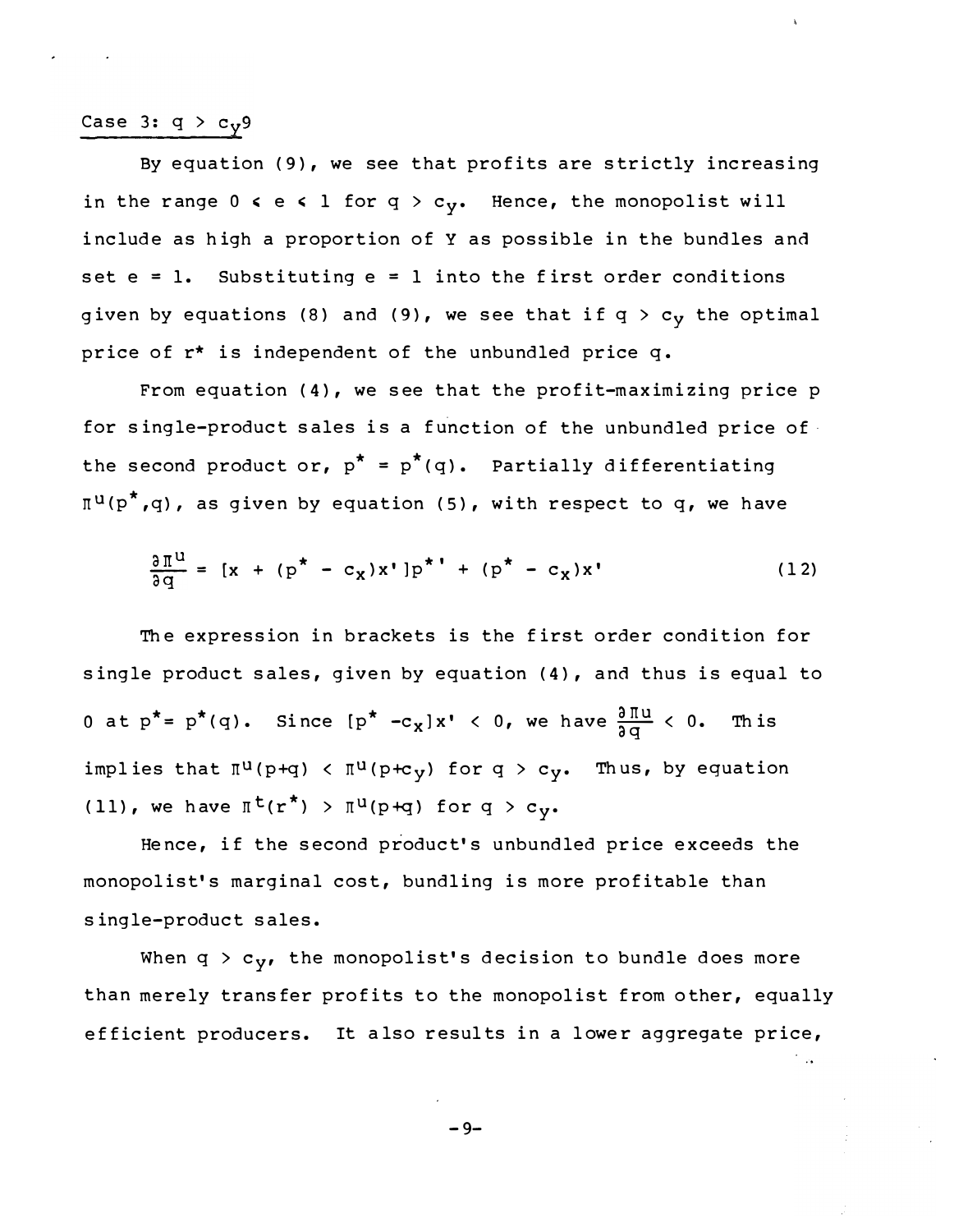Case 3: $q > c_y$9

By equation (9), we see that profits are strictly increasing in the range $0 \leq e \leq 1$ for $q > c_y$. Hence, the monopolist will include as high a proportion of Y as possible in the bundles and set $e = 1$. Substituting $e = 1$ into the first order conditions given by equations (8) and (9), we see that if $q > c_y$ the optimal price of $r^*$ is independent of the unbundled price q.

From equation (4), we see that the profit-maximizing price p for single-product sales is a function of the unbundled price of the second product or, $p^* = p^*(q)$. Partially differentiating $\Pi^u(p^*,q)$, as given by equation (5), with respect to q, we have

$$\frac{\partial \Pi^u}{\partial q} = [x + (p^* - c_x)x']p^{*'} + (p^* - c_x)x' \tag{12}$$

The expression in brackets is the first order condition for single product sales, given by equation (4), and thus is equal to 0 at $p^* = p^*(q)$. Since $[p^* - c_x]x' < 0$, we have $\frac{\partial \Pi u}{\partial q} < 0$. This implies that $\Pi^u(p+q) < \Pi^u(p+c_y)$ for $q > c_y$. Thus, by equation (11), we have $\Pi^t(r^*) > \Pi^u(p+q)$ for $q > c_y$.

Hence, if the second product's unbundled price exceeds the monopolist's marginal cost, bundling is more profitable than single-product sales.

When $q > c_y$, the monopolist's decision to bundle does more than merely transfer profits to the monopolist from other, equally efficient producers. It also results in a lower aggregate price,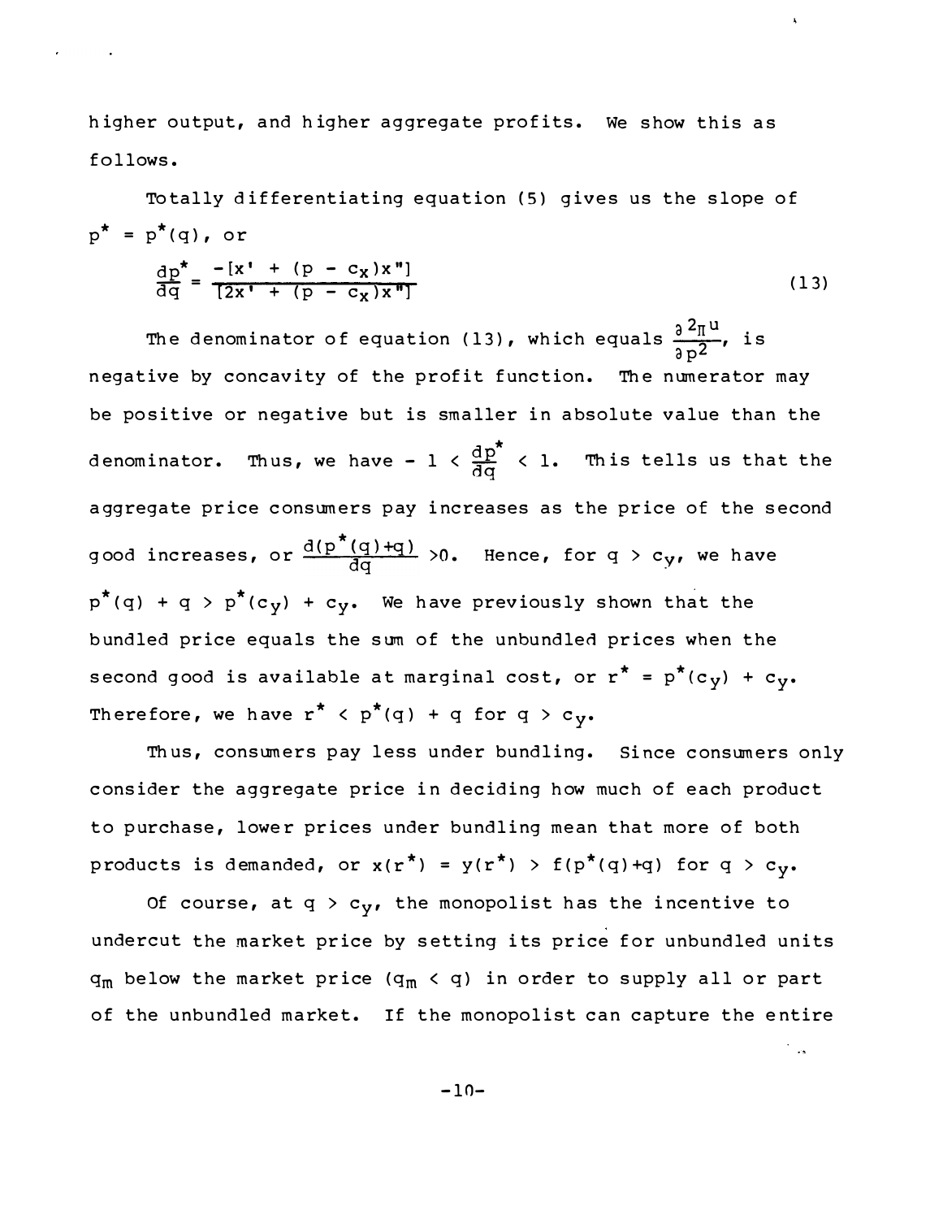higher output, and higher aggregate profits. We show this as follows.

Totally differentiating equation (5) gives us the slope of $p^* = p^*(q)$, or

$$\frac{dp^*}{dq} = \frac{-[x' + (p - c_x)x'']}{[2x' + (p - c_x)x'']} \tag{13}$$

The denominator of equation (13), which equals $\frac{\partial^2 \pi^u}{\partial p^2}$, is negative by concavity of the profit function. The numerator may be positive or negative but is smaller in absolute value than the denominator. Thus, we have $-1 < \frac{dp^*}{dq} < 1$. This tells us that the aggregate price consumers pay increases as the price of the second good increases, or $\frac{d(p^*(q)+q)}{dq} > 0$. Hence, for $q > c_y$, we have $p^*(q) + q > p^*(c_y) + c_y$. We have previously shown that the bundled price equals the sum of the unbundled prices when the second good is available at marginal cost, or $r^* = p^*(c_y) + c_y$. Therefore, we have $r^* < p^*(q) + q$ for $q > c_y$.

Thus, consumers pay less under bundling. Since consumers only consider the aggregate price in deciding how much of each product to purchase, lower prices under bundling mean that more of both products is demanded, or $x(r^*) = y(r^*) > f(p^*(q)+q)$ for $q > c_y$.

Of course, at $q > c_y$, the monopolist has the incentive to undercut the market price by setting its price for unbundled units $q_m$ below the market price ($q_m < q$) in order to supply all or part of the unbundled market. If the monopolist can capture the entire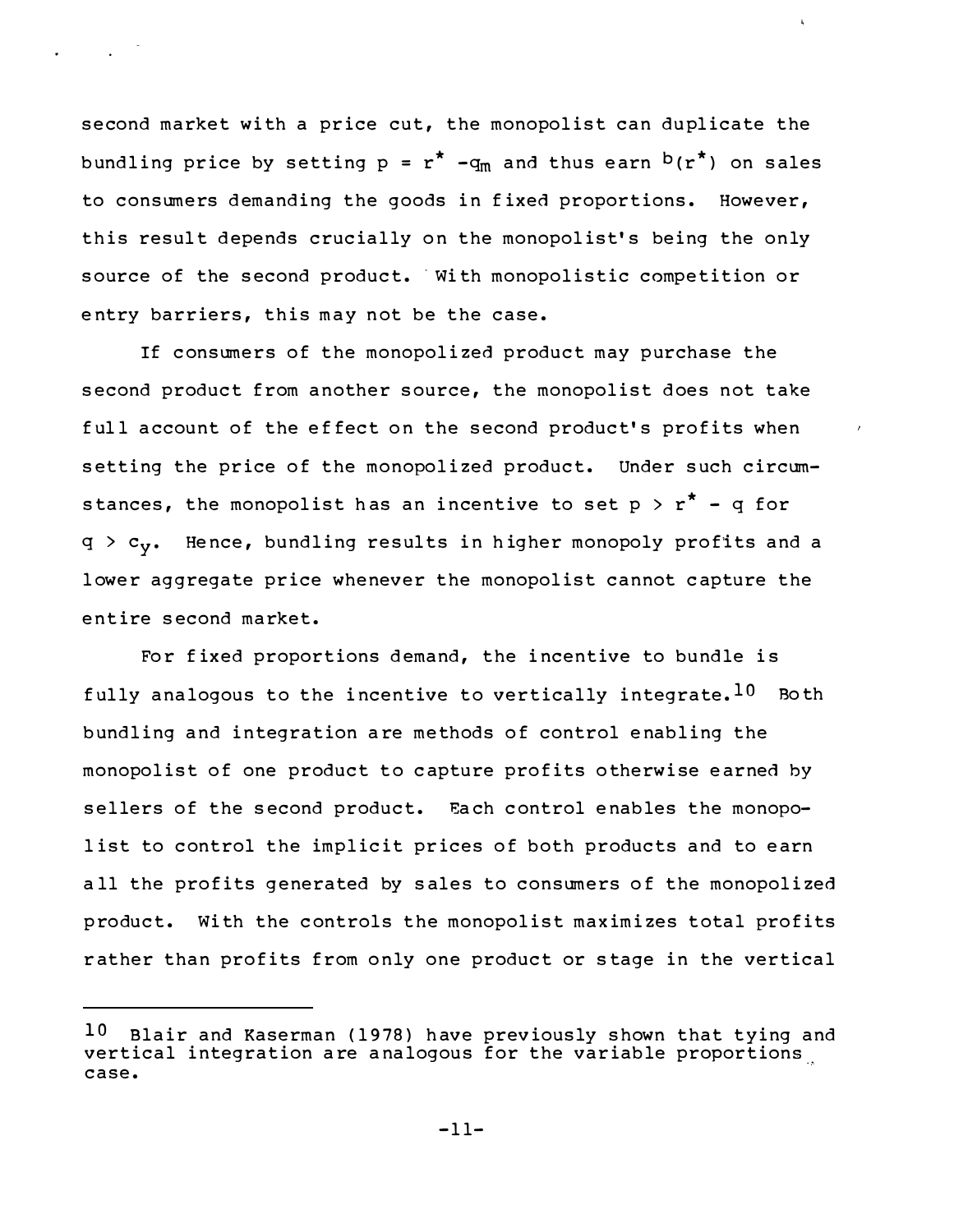second market with a price cut, the monopolist can duplicate the bundling price by setting $p = r^* - q_m$ and thus earn $b(r^*)$ on sales to consumers demanding the goods in fixed proportions. However, this result depends crucially on the monopolist's being the only source of the second product. With monopolistic competition or entry barriers, this may not be the case.

If consumers of the monopolized product may purchase the second product from another source, the monopolist does not take full account of the effect on the second product's profits when setting the price of the monopolized product. Under such circumstances, the monopolist has an incentive to set $p > r^* - q$ for $q > c_y$. Hence, bundling results in higher monopoly profits and a lower aggregate price whenever the monopolist cannot capture the entire second market.

For fixed proportions demand, the incentive to bundle is fully analogous to the incentive to vertically integrate.[10] Both bundling and integration are methods of control enabling the monopolist of one product to capture profits otherwise earned by sellers of the second product. Each control enables the monopolist to control the implicit prices of both products and to earn all the profits generated by sales to consumers of the monopolized product. With the controls the monopolist maximizes total profits rather than profits from only one product or stage in the vertical

---

[10] Blair and Kaserman (1978) have previously shown that tying and vertical integration are analogous for the variable proportions case.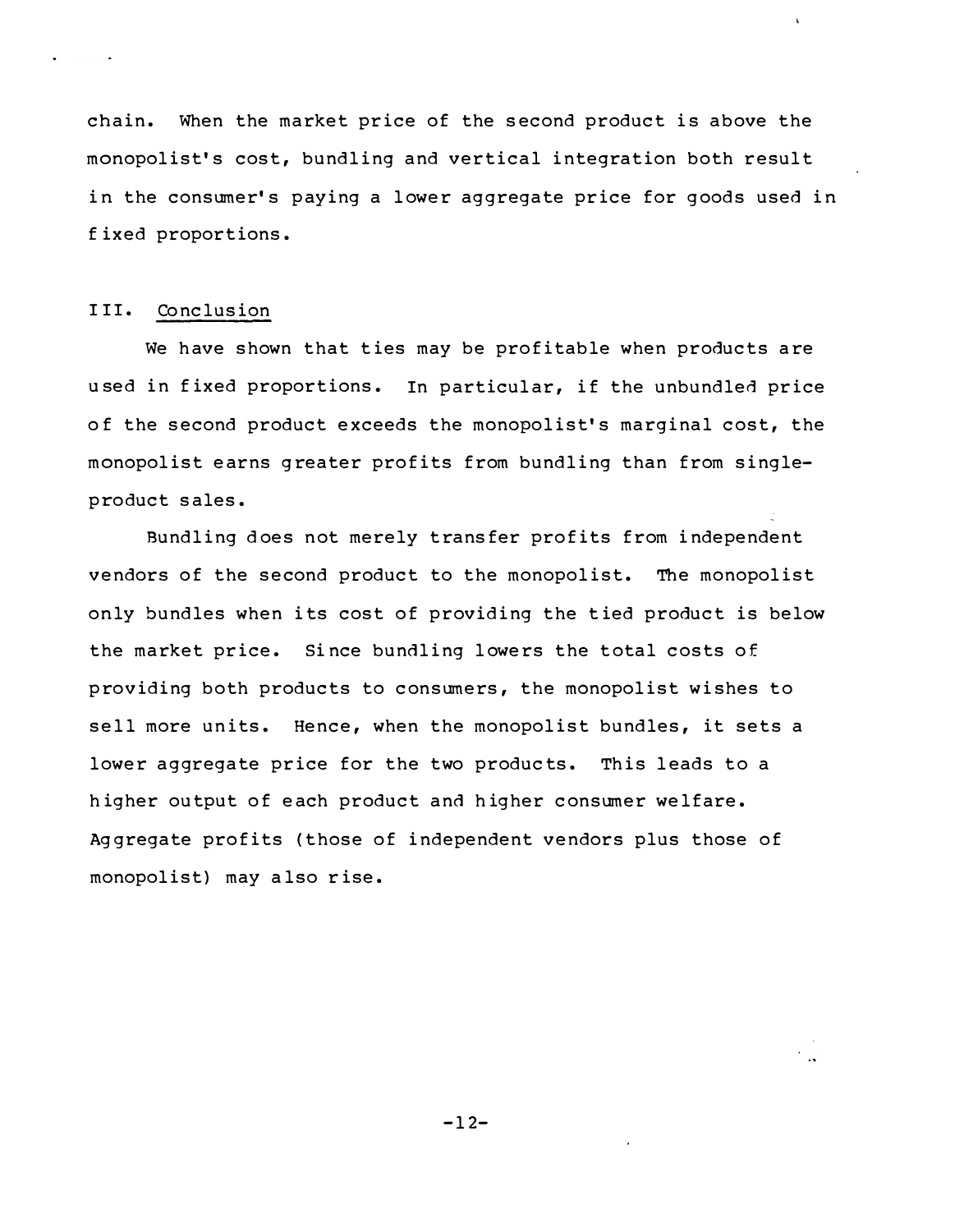chain. When the market price of the second product is above the monopolist's cost, bundling and vertical integration both result in the consumer's paying a lower aggregate price for goods used in fixed proportions.

## III. Conclusion

We have shown that ties may be profitable when products are used in fixed proportions. In particular, if the unbundled price of the second product exceeds the monopolist's marginal cost, the monopolist earns greater profits from bundling than from single-product sales.

Bundling does not merely transfer profits from independent vendors of the second product to the monopolist. The monopolist only bundles when its cost of providing the tied product is below the market price. Since bundling lowers the total costs of providing both products to consumers, the monopolist wishes to sell more units. Hence, when the monopolist bundles, it sets a lower aggregate price for the two products. This leads to a higher output of each product and higher consumer welfare. Aggregate profits (those of independent vendors plus those of monopolist) may also rise.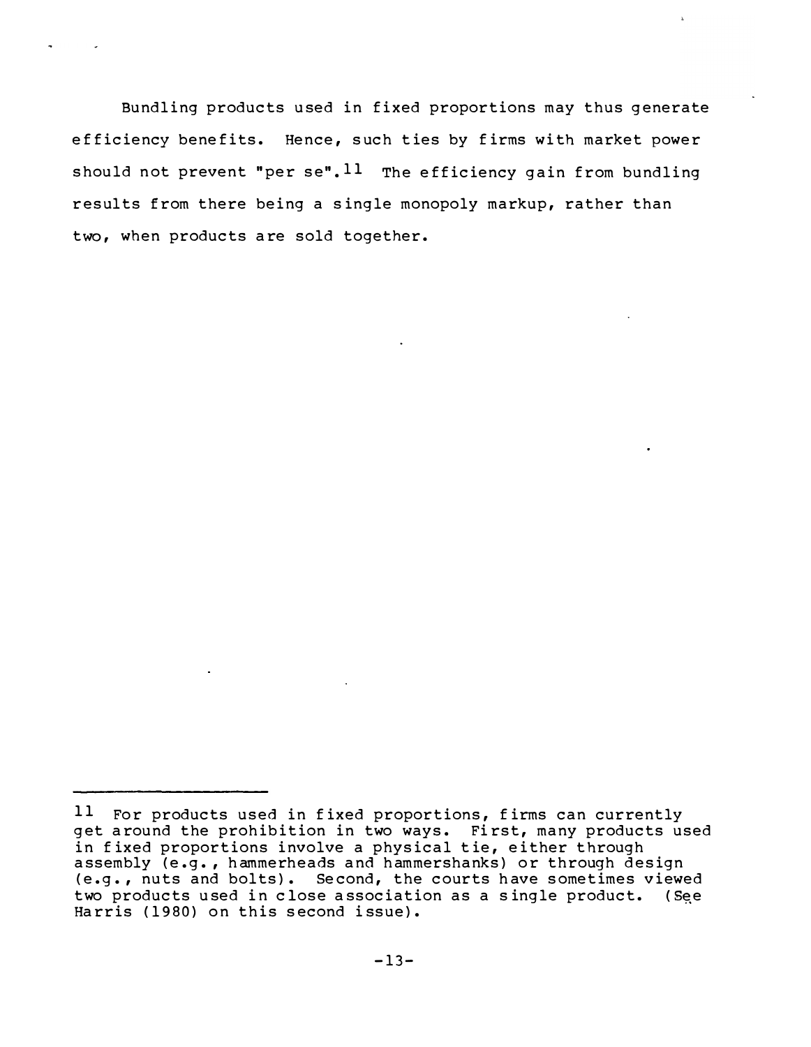Bundling products used in fixed proportions may thus generate efficiency benefits. Hence, such ties by firms with market power should not prevent "per se".[11] The efficiency gain from bundling results from there being a single monopoly markup, rather than two, when products are sold together.

---

[11] For products used in fixed proportions, firms can currently get around the prohibition in two ways. First, many products used in fixed proportions involve a physical tie, either through assembly (e.g., hammerheads and hammershanks) or through design (e.g., nuts and bolts). Second, the courts have sometimes viewed two products used in close association as a single product. (See Harris (1980) on this second issue).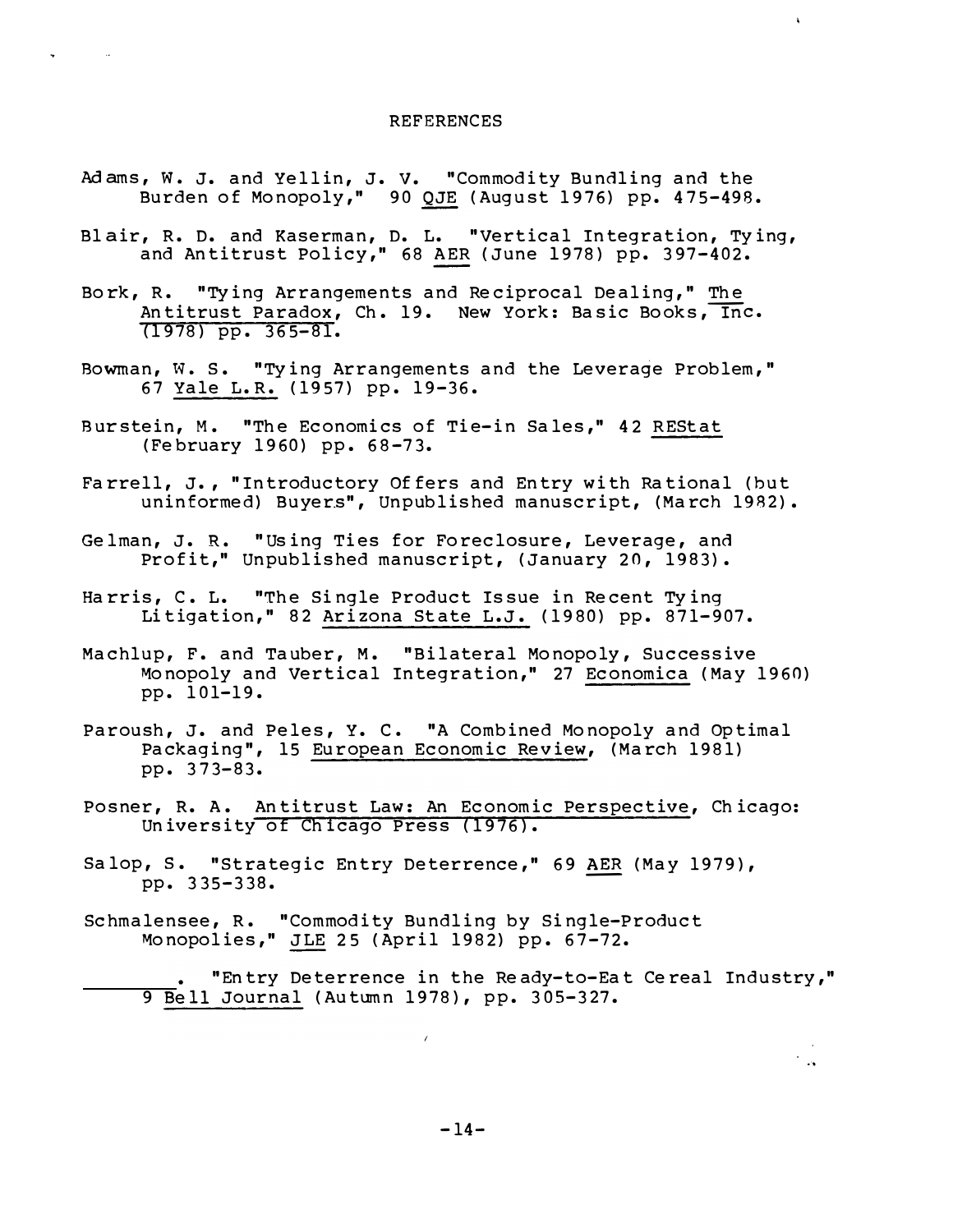## REFERENCES

Adams, W. J. and Yellin, J. V. "Commodity Bundling and the Burden of Monopoly," 90 <u>QJE</u> (August 1976) pp. 475-498.

Blair, R. D. and Kaserman, D. L. "Vertical Integration, Tying, and Antitrust Policy," 68 <u>AER</u> (June 1978) pp. 397-402.

Bork, R. "Tying Arrangements and Reciprocal Dealing," <u>The Antitrust Paradox</u>, Ch. 19. New York: Basic Books, Inc. (1978) pp. 365-81.

Bowman, W. S. "Tying Arrangements and the Leverage Problem," 67 <u>Yale L.R.</u> (1957) pp. 19-36.

Burstein, M. "The Economics of Tie-in Sales," 42 <u>REStat</u> (February 1960) pp. 68-73.

Farrell, J., "Introductory Offers and Entry with Rational (but uninformed) Buyers", Unpublished manuscript, (March 1982).

Gelman, J. R. "Using Ties for Foreclosure, Leverage, and Profit," Unpublished manuscript, (January 20, 1983).

Harris, C. L. "The Single Product Issue in Recent Tying Litigation," 82 <u>Arizona State L.J.</u> (1980) pp. 871-907.

Machlup, F. and Tauber, M. "Bilateral Monopoly, Successive Monopoly and Vertical Integration," 27 <u>Economica</u> (May 1960) pp. 101-19.

Paroush, J. and Peles, Y. C. "A Combined Monopoly and Optimal Packaging", 15 <u>European Economic Review</u>, (March 1981) pp. 373-83.

Posner, R. A. <u>Antitrust Law: An Economic Perspective</u>, Chicago: University of Chicago Press (1976).

Salop, S. "Strategic Entry Deterrence," 69 <u>AER</u> (May 1979), pp. 335-338.

Schmalensee, R. "Commodity Bundling by Single-Product Monopolies," <u>JLE</u> 25 (April 1982) pp. 67-72.

\_\_\_\_\_\_\_\_. "Entry Deterrence in the Ready-to-Eat Cereal Industry," 9 <u>Bell Journal</u> (Autumn 1978), pp. 305-327.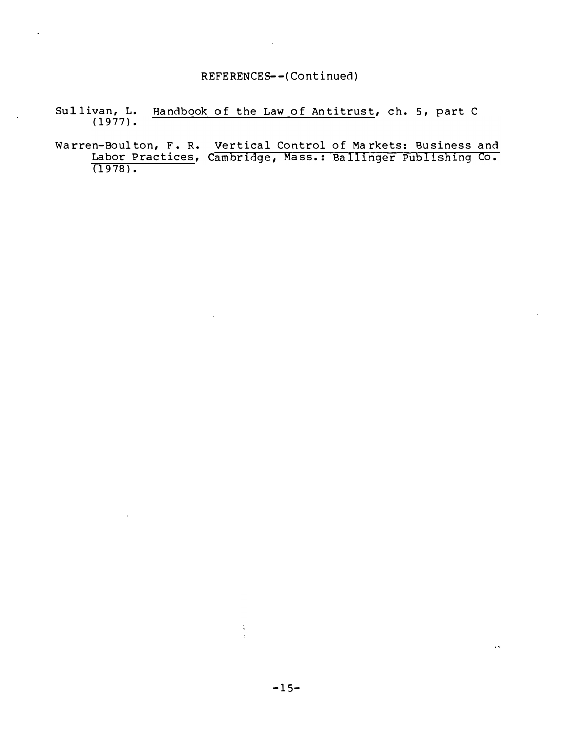REFERENCES--(Continued)

Sullivan, L. Handbook of the Law of Antitrust, ch. 5, part C (1977).

Warren-Boulton, F. R. Vertical Control of Markets: Business and Labor Practices, Cambridge, Mass.: Ballinger Publishing Co. (1978).